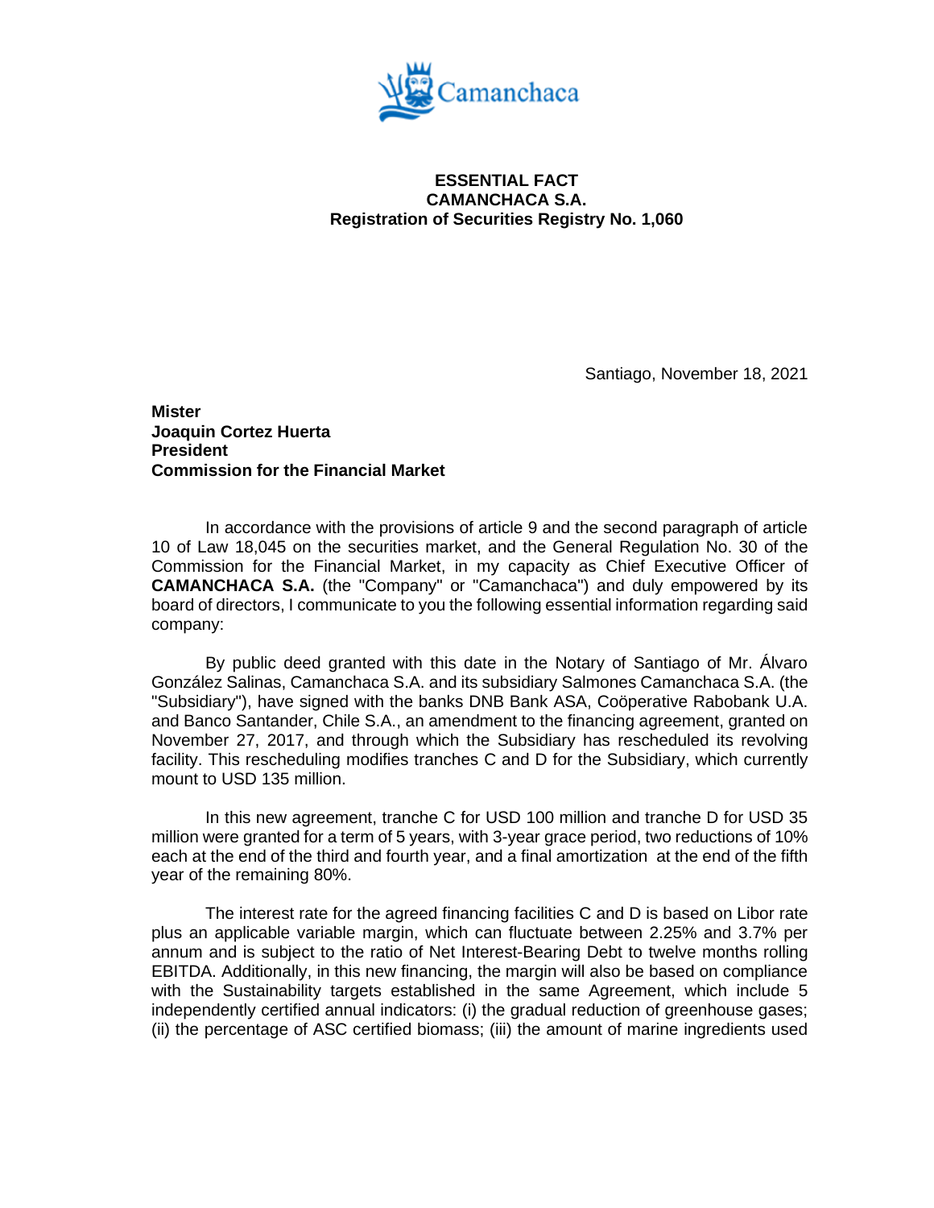**ESSENTIAL FACT**
**CAMANCHACA S.A.**
**Registration of Securities Registry No. 1,060**

Santiago, November 18, 2021

**Mister**
**Joaquin Cortez Huerta**
**President**
**Commission for the Financial Market**

In accordance with the provisions of article 9 and the second paragraph of article 10 of Law 18,045 on the securities market, and the General Regulation No. 30 of the Commission for the Financial Market, in my capacity as Chief Executive Officer of **CAMANCHACA S.A.** (the "Company" or "Camanchaca") and duly empowered by its board of directors, I communicate to you the following essential information regarding said company:

By public deed granted with this date in the Notary of Santiago of Mr. Álvaro González Salinas, Camanchaca S.A. and its subsidiary Salmones Camanchaca S.A. (the "Subsidiary"), have signed with the banks DNB Bank ASA, Coöperative Rabobank U.A. and Banco Santander, Chile S.A., an amendment to the financing agreement, granted on November 27, 2017, and through which the Subsidiary has rescheduled its revolving facility. This rescheduling modifies tranches C and D for the Subsidiary, which currently mount to USD 135 million.

In this new agreement, tranche C for USD 100 million and tranche D for USD 35 million were granted for a term of 5 years, with 3-year grace period, two reductions of 10% each at the end of the third and fourth year, and a final amortization at the end of the fifth year of the remaining 80%.

The interest rate for the agreed financing facilities C and D is based on Libor rate plus an applicable variable margin, which can fluctuate between 2.25% and 3.7% per annum and is subject to the ratio of Net Interest-Bearing Debt to twelve months rolling EBITDA. Additionally, in this new financing, the margin will also be based on compliance with the Sustainability targets established in the same Agreement, which include 5 independently certified annual indicators: (i) the gradual reduction of greenhouse gases; (ii) the percentage of ASC certified biomass; (iii) the amount of marine ingredients used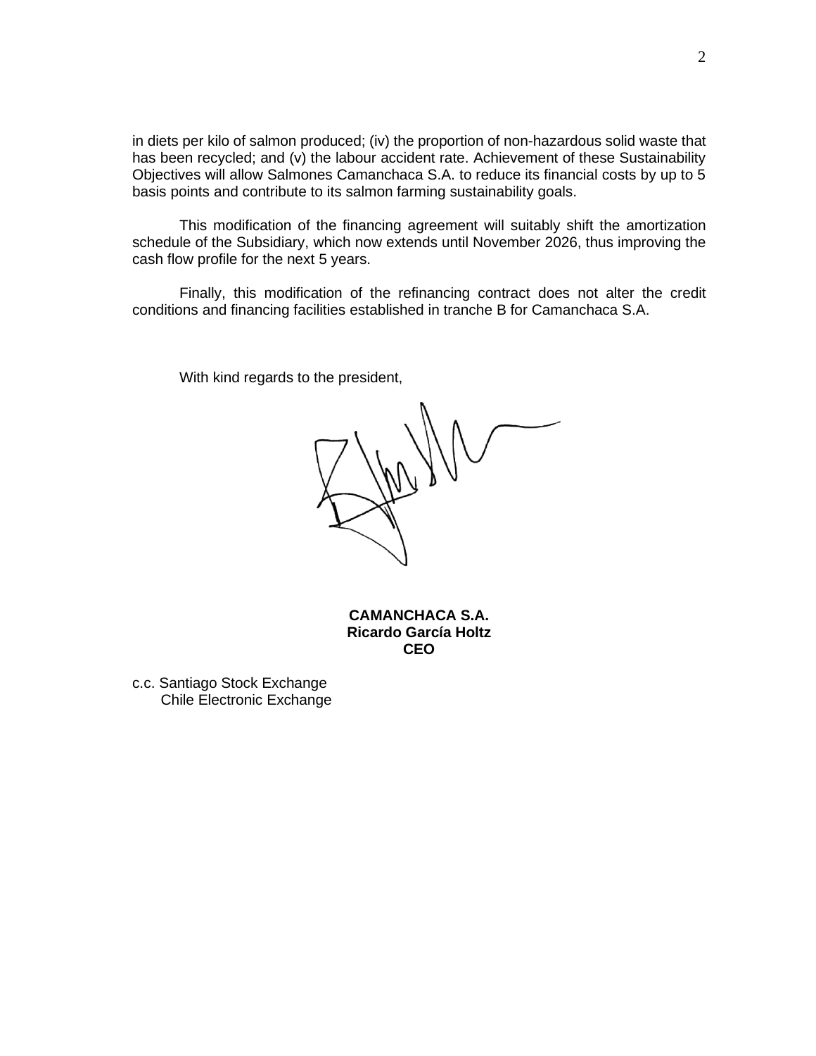in diets per kilo of salmon produced; (iv) the proportion of non-hazardous solid waste that has been recycled; and (v) the labour accident rate. Achievement of these Sustainability Objectives will allow Salmones Camanchaca S.A. to reduce its financial costs by up to 5 basis points and contribute to its salmon farming sustainability goals.

This modification of the financing agreement will suitably shift the amortization schedule of the Subsidiary, which now extends until November 2026, thus improving the cash flow profile for the next 5 years.

Finally, this modification of the refinancing contract does not alter the credit conditions and financing facilities established in tranche B for Camanchaca S.A.

With kind regards to the president,

**CAMANCHACA S.A.**
**Ricardo García Holtz**
**CEO**

c.c. Santiago Stock Exchange
Chile Electronic Exchange